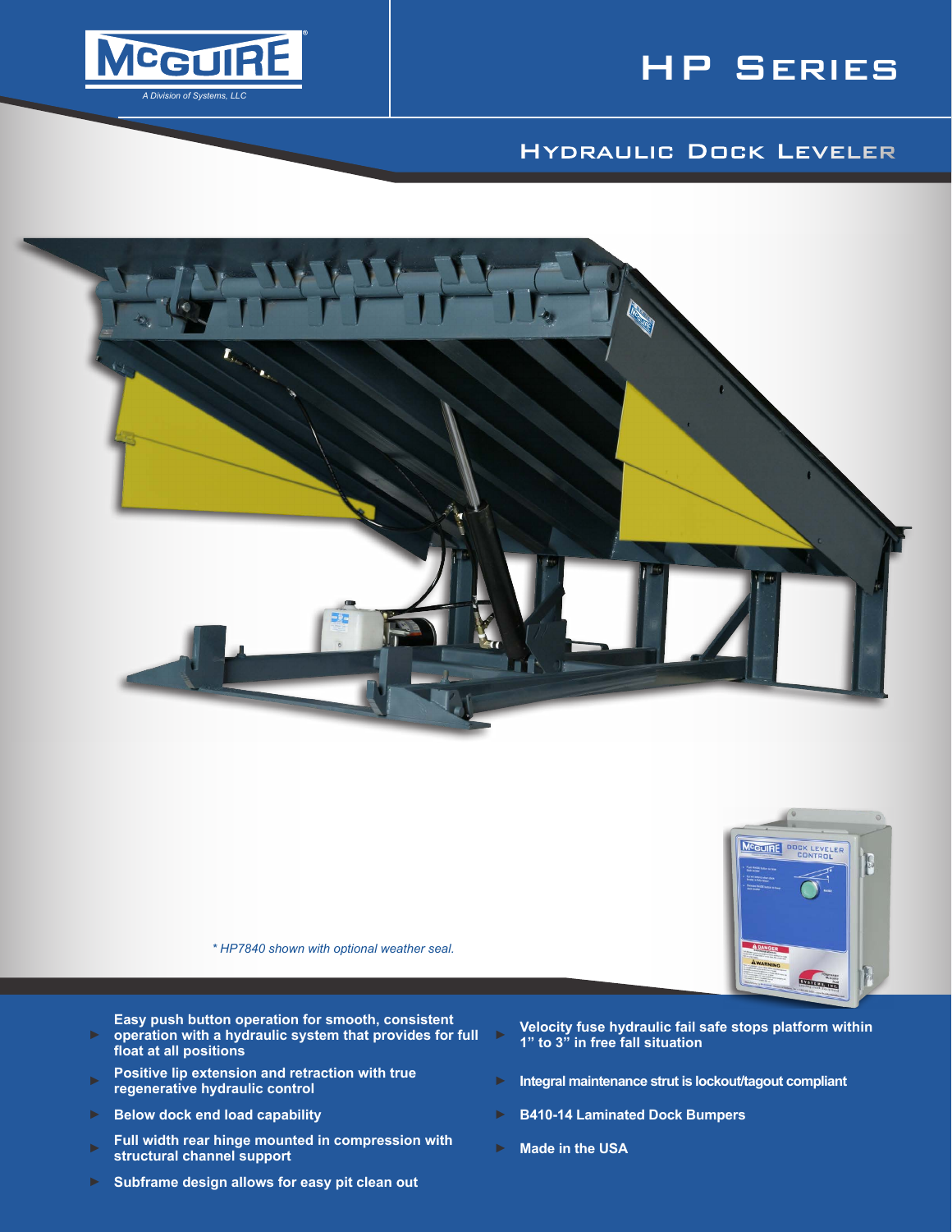# McGUIRE

*A Division of Systems, LLC*

# HP Series

## Hydraulic Dock Leveler

*\* HP7840 shown with optional weather seal.*

- **Easy push button operation for smooth, consistent operation with a hydraulic system that provides for full float at all positions**
- **Positive lip extension and retraction with true regenerative hydraulic control**
- **Below dock end load capability**
- **Full width rear hinge mounted in compression with structural channel support**
- **Subframe design allows for easy pit clean out**
- **Velocity fuse hydraulic fail safe stops platform within 1" to 3" in free fall situation**
- **Integral maintenance strut is lockout/tagout compliant**
- **B410-14 Laminated Dock Bumpers**
- **Made in the USA**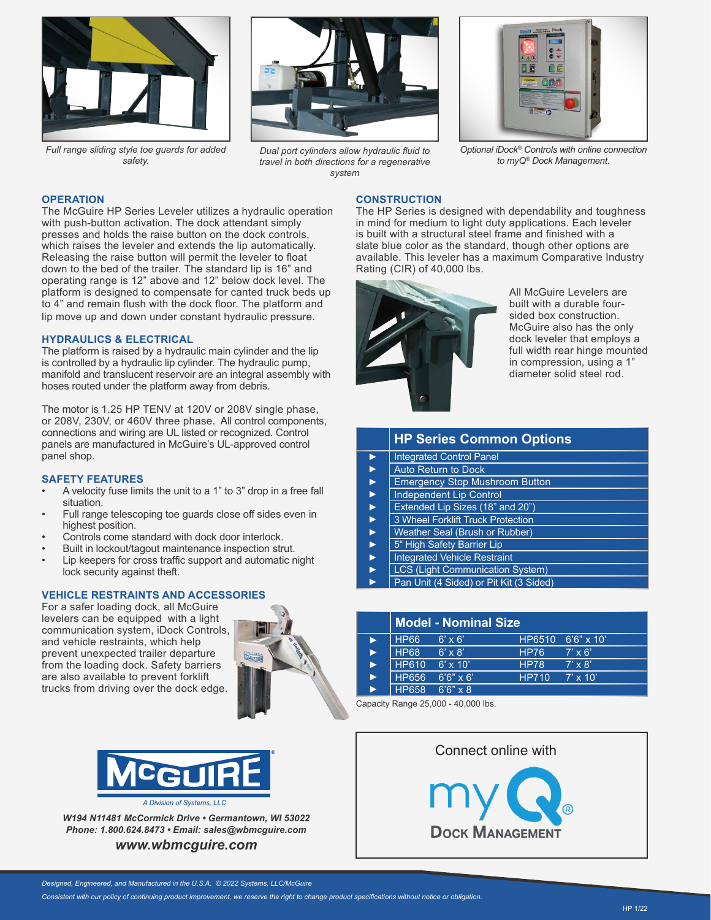*Full range sliding style toe guards for added safety.*

*Dual port cylinders allow hydraulic fluid to travel in both directions for a regenerative system*

*Optional iDock® Controls with online connection to myQ® Dock Management.*

## OPERATION

The McGuire HP Series Leveler utilizes a hydraulic operation with push-button activation. The dock attendant simply presses and holds the raise button on the dock controls, which raises the leveler and extends the lip automatically. Releasing the raise button will permit the leveler to float down to the bed of the trailer. The standard lip is 16" and operating range is 12" above and 12" below dock level. The platform is designed to compensate for canted truck beds up to 4" and remain flush with the dock floor. The platform and lip move up and down under constant hydraulic pressure.

## HYDRAULICS & ELECTRICAL

The platform is raised by a hydraulic main cylinder and the lip is controlled by a hydraulic lip cylinder. The hydraulic pump, manifold and translucent reservoir are an integral assembly with hoses routed under the platform away from debris.

The motor is 1.25 HP TENV at 120V or 208V single phase, or 208V, 230V, or 460V three phase. All control components, connections and wiring are UL listed or recognized. Control panels are manufactured in McGuire's UL-approved control panel shop.

## SAFETY FEATURES

- A velocity fuse limits the unit to a 1" to 3" drop in a free fall situation.
- Full range telescoping toe guards close off sides even in highest position.
- Controls come standard with dock door interlock.
- Built in lockout/tagout maintenance inspection strut.
- Lip keepers for cross traffic support and automatic night lock security against theft.

## VEHICLE RESTRAINTS AND ACCESSORIES

For a safer loading dock, all McGuire levelers can be equipped with a light communication system, iDock Controls, and vehicle restraints, which help prevent unexpected trailer departure from the loading dock. Safety barriers are also available to prevent forklift trucks from driving over the dock edge.

## CONSTRUCTION

The HP Series is designed with dependability and toughness in mind for medium to light duty applications. Each leveler is built with a structural steel frame and finished with a slate blue color as the standard, though other options are available. This leveler has a maximum Comparative Industry Rating (CIR) of 40,000 lbs.

All McGuire Levelers are built with a durable four-sided box construction. McGuire also has the only dock leveler that employs a full width rear hinge mounted in compression, using a 1" diameter solid steel rod.

| | HP Series Common Options |
|---|---|
| ► | Integrated Control Panel |
| ► | Auto Return to Dock |
| ► | Emergency Stop Mushroom Button |
| ► | Independent Lip Control |
| ► | Extended Lip Sizes (18" and 20") |
| ► | 3 Wheel Forklift Truck Protection |
| ► | Weather Seal (Brush or Rubber) |
| ► | 5" High Safety Barrier Lip |
| ► | Integrated Vehicle Restraint |
| ► | LCS (Light Communication System) |
| ► | Pan Unit (4 Sided) or Pit Kit (3 Sided) |

| | Model - Nominal Size | | | |
|---|---|---|---|---|
| ► | HP66 | 6' x 6' | HP6510 | 6'6" x 10' |
| ► | HP68 | 6' x 8' | HP76 | 7' x 6' |
| ► | HP610 | 6' x 10' | HP78 | 7' x 8' |
| ► | HP656 | 6'6" x 6' | HP710 | 7' x 10' |
| ► | HP658 | 6'6" x 8 | | |

Capacity Range 25,000 - 40,000 lbs.

McGUIRE®

*A Division of Systems, LLC*

***W194 N11481 McCormick Drive • Germantown, WI 53022***
***Phone: 1.800.624.8473 • Email: sales@wbmcguire.com***

***www.wbmcguire.com***

Connect online with

myQ® DOCK MANAGEMENT

*Designed, Engineered, and Manufactured in the U.S.A. © 2022 Systems, LLC/McGuire*

*Consistent with our policy of continuing product improvement, we reserve the right to change product specifications without notice or obligation.*

HP 1/22